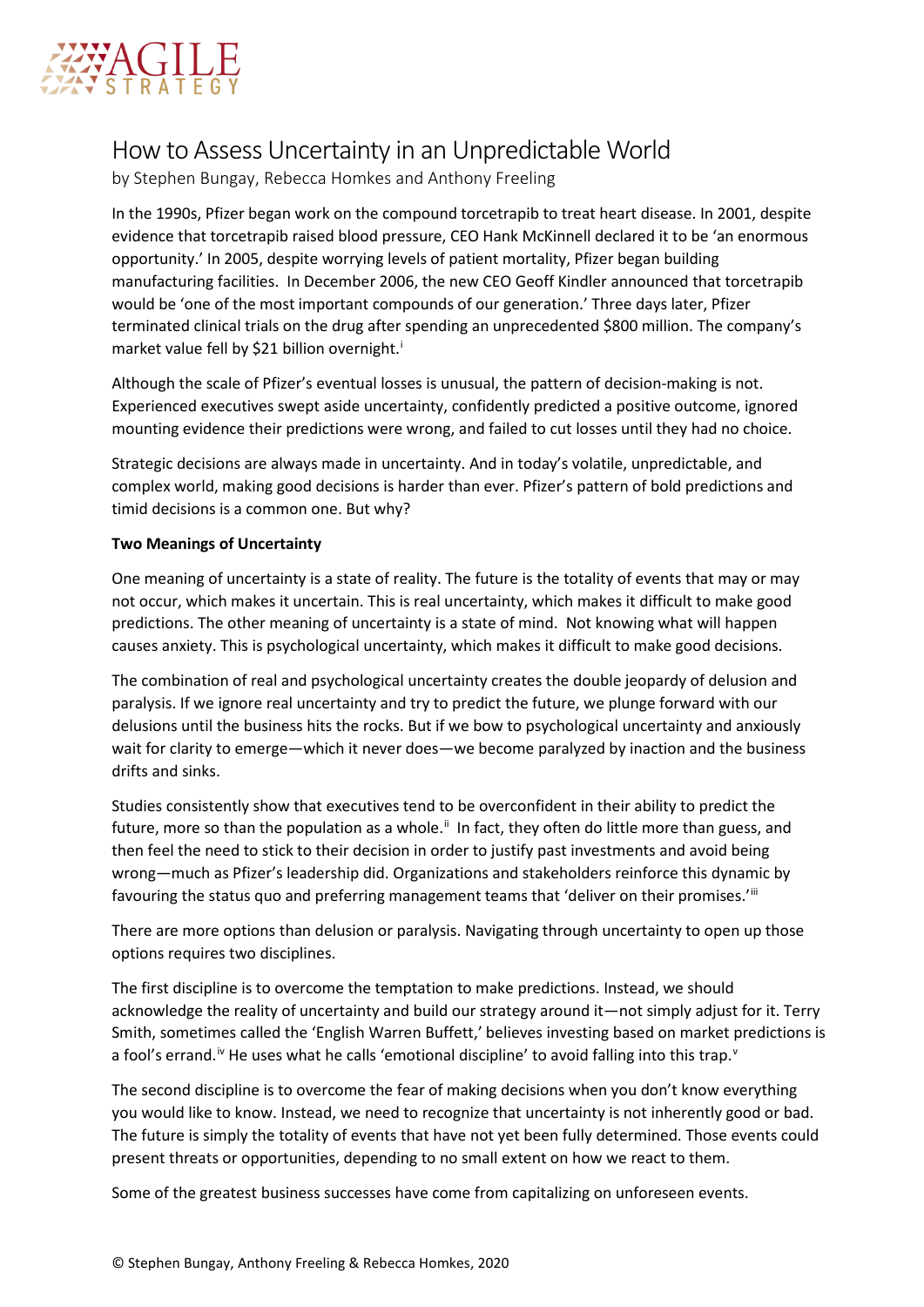# How to Assess Uncertainty in an Unpredictable World

by Stephen Bungay, Rebecca Homkes and Anthony Freeling

In the 1990s, Pfizer began work on the compound torcetrapib to treat heart disease. In 2001, despite evidence that torcetrapib raised blood pressure, CEO Hank McKinnell declared it to be 'an enormous opportunity.' In 2005, despite worrying levels of patient mortality, Pfizer began building manufacturing facilities. In December 2006, the new CEO Geoff Kindler announced that torcetrapib would be 'one of the most important compounds of our generation.' Three days later, Pfizer terminated clinical trials on the drug after spending an unprecedented $800 million. The company's market value fell by $21 billion overnight.[i]

Although the scale of Pfizer's eventual losses is unusual, the pattern of decision-making is not. Experienced executives swept aside uncertainty, confidently predicted a positive outcome, ignored mounting evidence their predictions were wrong, and failed to cut losses until they had no choice.

Strategic decisions are always made in uncertainty. And in today's volatile, unpredictable, and complex world, making good decisions is harder than ever. Pfizer's pattern of bold predictions and timid decisions is a common one. But why?

**Two Meanings of Uncertainty**

One meaning of uncertainty is a state of reality. The future is the totality of events that may or may not occur, which makes it uncertain. This is real uncertainty, which makes it difficult to make good predictions. The other meaning of uncertainty is a state of mind. Not knowing what will happen causes anxiety. This is psychological uncertainty, which makes it difficult to make good decisions.

The combination of real and psychological uncertainty creates the double jeopardy of delusion and paralysis. If we ignore real uncertainty and try to predict the future, we plunge forward with our delusions until the business hits the rocks. But if we bow to psychological uncertainty and anxiously wait for clarity to emerge—which it never does—we become paralyzed by inaction and the business drifts and sinks.

Studies consistently show that executives tend to be overconfident in their ability to predict the future, more so than the population as a whole.[ii] In fact, they often do little more than guess, and then feel the need to stick to their decision in order to justify past investments and avoid being wrong—much as Pfizer's leadership did. Organizations and stakeholders reinforce this dynamic by favouring the status quo and preferring management teams that 'deliver on their promises.'[iii]

There are more options than delusion or paralysis. Navigating through uncertainty to open up those options requires two disciplines.

The first discipline is to overcome the temptation to make predictions. Instead, we should acknowledge the reality of uncertainty and build our strategy around it—not simply adjust for it. Terry Smith, sometimes called the 'English Warren Buffett,' believes investing based on market predictions is a fool's errand.[iv] He uses what he calls 'emotional discipline' to avoid falling into this trap.[v]

The second discipline is to overcome the fear of making decisions when you don't know everything you would like to know. Instead, we need to recognize that uncertainty is not inherently good or bad. The future is simply the totality of events that have not yet been fully determined. Those events could present threats or opportunities, depending to no small extent on how we react to them.

Some of the greatest business successes have come from capitalizing on unforeseen events.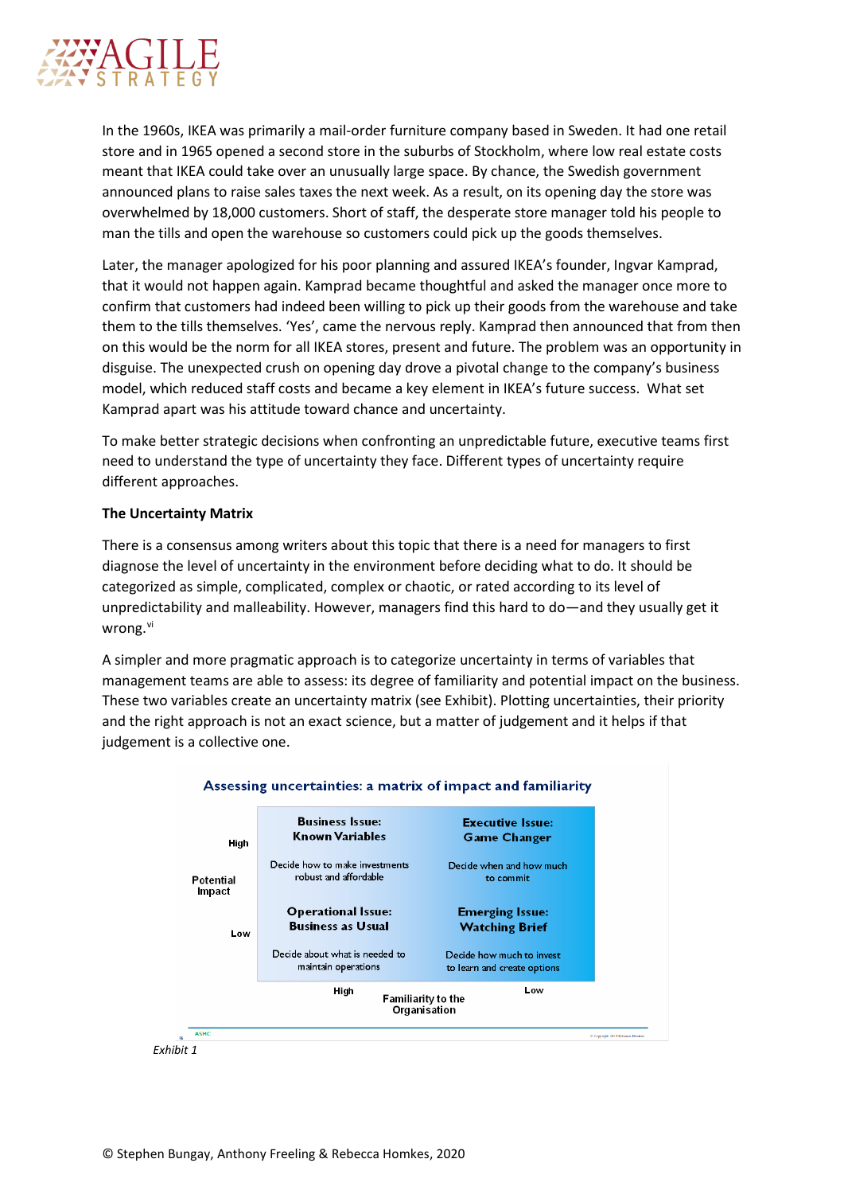In the 1960s, IKEA was primarily a mail-order furniture company based in Sweden. It had one retail store and in 1965 opened a second store in the suburbs of Stockholm, where low real estate costs meant that IKEA could take over an unusually large space. By chance, the Swedish government announced plans to raise sales taxes the next week. As a result, on its opening day the store was overwhelmed by 18,000 customers. Short of staff, the desperate store manager told his people to man the tills and open the warehouse so customers could pick up the goods themselves.

Later, the manager apologized for his poor planning and assured IKEA's founder, Ingvar Kamprad, that it would not happen again. Kamprad became thoughtful and asked the manager once more to confirm that customers had indeed been willing to pick up their goods from the warehouse and take them to the tills themselves. 'Yes', came the nervous reply. Kamprad then announced that from then on this would be the norm for all IKEA stores, present and future. The problem was an opportunity in disguise. The unexpected crush on opening day drove a pivotal change to the company's business model, which reduced staff costs and became a key element in IKEA's future success. What set Kamprad apart was his attitude toward chance and uncertainty.

To make better strategic decisions when confronting an unpredictable future, executive teams first need to understand the type of uncertainty they face. Different types of uncertainty require different approaches.

**The Uncertainty Matrix**

There is a consensus among writers about this topic that there is a need for managers to first diagnose the level of uncertainty in the environment before deciding what to do. It should be categorized as simple, complicated, complex or chaotic, or rated according to its level of unpredictability and malleability. However, managers find this hard to do—and they usually get it wrong.[vi]

A simpler and more pragmatic approach is to categorize uncertainty in terms of variables that management teams are able to assess: its degree of familiarity and potential impact on the business. These two variables create an uncertainty matrix (see Exhibit). Plotting uncertainties, their priority and the right approach is not an exact science, but a matter of judgement and it helps if that judgement is a collective one.

**Assessing uncertainties: a matrix of impact and familiarity**

| Potential Impact | Familiarity to the Organisation: High | Familiarity to the Organisation: Low |
|---|---|---|
| High | **Business Issue: Known Variables** Decide how to make investments robust and affordable | **Executive Issue: Game Changer** Decide when and how much to commit |
| Low | **Operational Issue: Business as Usual** Decide about what is needed to maintain operations | **Emerging Issue: Watching Brief** Decide how much to invest to learn and create options |

*Exhibit 1*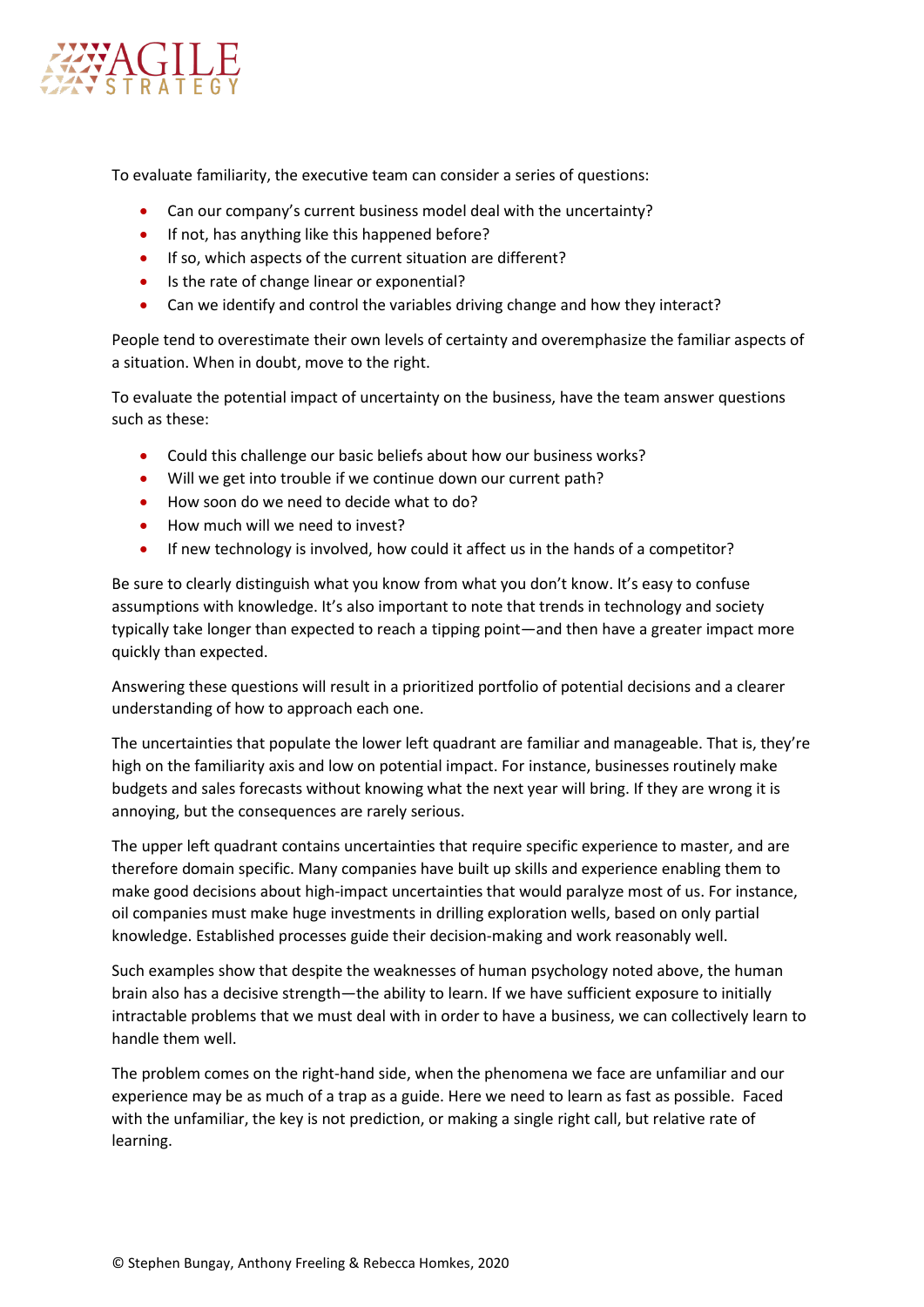To evaluate familiarity, the executive team can consider a series of questions:

- Can our company's current business model deal with the uncertainty?
- If not, has anything like this happened before?
- If so, which aspects of the current situation are different?
- Is the rate of change linear or exponential?
- Can we identify and control the variables driving change and how they interact?

People tend to overestimate their own levels of certainty and overemphasize the familiar aspects of a situation. When in doubt, move to the right.

To evaluate the potential impact of uncertainty on the business, have the team answer questions such as these:

- Could this challenge our basic beliefs about how our business works?
- Will we get into trouble if we continue down our current path?
- How soon do we need to decide what to do?
- How much will we need to invest?
- If new technology is involved, how could it affect us in the hands of a competitor?

Be sure to clearly distinguish what you know from what you don't know. It's easy to confuse assumptions with knowledge. It's also important to note that trends in technology and society typically take longer than expected to reach a tipping point—and then have a greater impact more quickly than expected.

Answering these questions will result in a prioritized portfolio of potential decisions and a clearer understanding of how to approach each one.

The uncertainties that populate the lower left quadrant are familiar and manageable. That is, they're high on the familiarity axis and low on potential impact. For instance, businesses routinely make budgets and sales forecasts without knowing what the next year will bring. If they are wrong it is annoying, but the consequences are rarely serious.

The upper left quadrant contains uncertainties that require specific experience to master, and are therefore domain specific. Many companies have built up skills and experience enabling them to make good decisions about high-impact uncertainties that would paralyze most of us. For instance, oil companies must make huge investments in drilling exploration wells, based on only partial knowledge. Established processes guide their decision-making and work reasonably well.

Such examples show that despite the weaknesses of human psychology noted above, the human brain also has a decisive strength—the ability to learn. If we have sufficient exposure to initially intractable problems that we must deal with in order to have a business, we can collectively learn to handle them well.

The problem comes on the right-hand side, when the phenomena we face are unfamiliar and our experience may be as much of a trap as a guide. Here we need to learn as fast as possible. Faced with the unfamiliar, the key is not prediction, or making a single right call, but relative rate of learning.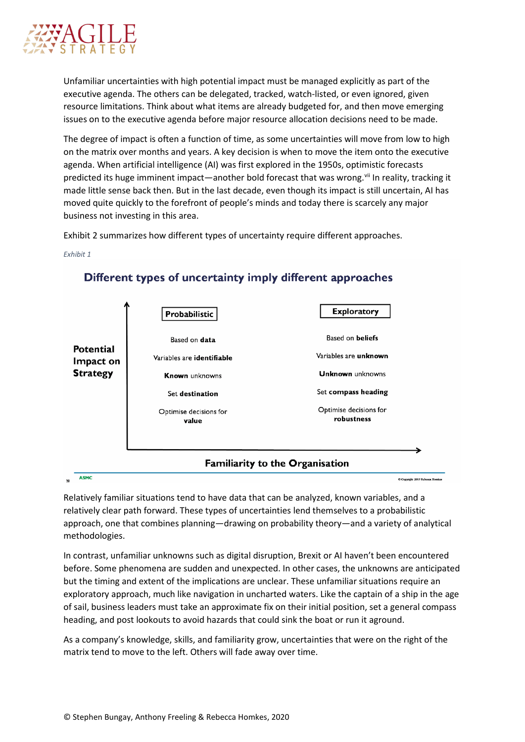Unfamiliar uncertainties with high potential impact must be managed explicitly as part of the executive agenda. The others can be delegated, tracked, watch-listed, or even ignored, given resource limitations. Think about what items are already budgeted for, and then move emerging issues on to the executive agenda before major resource allocation decisions need to be made.

The degree of impact is often a function of time, as some uncertainties will move from low to high on the matrix over months and years. A key decision is when to move the item onto the executive agenda. When artificial intelligence (AI) was first explored in the 1950s, optimistic forecasts predicted its huge imminent impact—another bold forecast that was wrong.[vii] In reality, tracking it made little sense back then. But in the last decade, even though its impact is still uncertain, AI has moved quite quickly to the forefront of people's minds and today there is scarcely any major business not investing in this area.

Exhibit 2 summarizes how different types of uncertainty require different approaches.

*Exhibit 1*

**Different types of uncertainty imply different approaches**

Vertical axis: **Potential Impact on Strategy**
Horizontal axis: **Familiarity to the Organisation**

| **Probabilistic** | **Exploratory** |
|---|---|
| Based on **data** | Based on **beliefs** |
| Variables are **identifiable** | Variables are **unknown** |
| **Known** unknowns | **Unknown** unknowns |
| Set **destination** | Set **compass heading** |
| Optimise decisions for **value** | Optimise decisions for **robustness** |

Relatively familiar situations tend to have data that can be analyzed, known variables, and a relatively clear path forward. These types of uncertainties lend themselves to a probabilistic approach, one that combines planning—drawing on probability theory—and a variety of analytical methodologies.

In contrast, unfamiliar unknowns such as digital disruption, Brexit or AI haven't been encountered before. Some phenomena are sudden and unexpected. In other cases, the unknowns are anticipated but the timing and extent of the implications are unclear. These unfamiliar situations require an exploratory approach, much like navigation in uncharted waters. Like the captain of a ship in the age of sail, business leaders must take an approximate fix on their initial position, set a general compass heading, and post lookouts to avoid hazards that could sink the boat or run it aground.

As a company's knowledge, skills, and familiarity grow, uncertainties that were on the right of the matrix tend to move to the left. Others will fade away over time.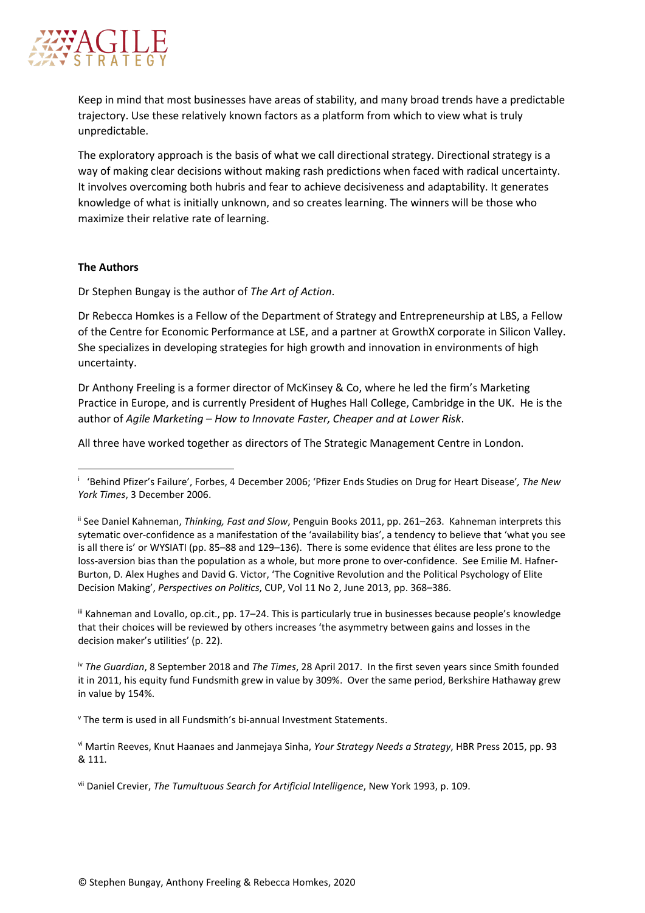Keep in mind that most businesses have areas of stability, and many broad trends have a predictable trajectory. Use these relatively known factors as a platform from which to view what is truly unpredictable.

The exploratory approach is the basis of what we call directional strategy. Directional strategy is a way of making clear decisions without making rash predictions when faced with radical uncertainty. It involves overcoming both hubris and fear to achieve decisiveness and adaptability. It generates knowledge of what is initially unknown, and so creates learning. The winners will be those who maximize their relative rate of learning.

**The Authors**

Dr Stephen Bungay is the author of *The Art of Action*.

Dr Rebecca Homkes is a Fellow of the Department of Strategy and Entrepreneurship at LBS, a Fellow of the Centre for Economic Performance at LSE, and a partner at GrowthX corporate in Silicon Valley. She specializes in developing strategies for high growth and innovation in environments of high uncertainty.

Dr Anthony Freeling is a former director of McKinsey & Co, where he led the firm's Marketing Practice in Europe, and is currently President of Hughes Hall College, Cambridge in the UK. He is the author of *Agile Marketing – How to Innovate Faster, Cheaper and at Lower Risk*.

All three have worked together as directors of The Strategic Management Centre in London.

---

[i] 'Behind Pfizer's Failure', Forbes, 4 December 2006; 'Pfizer Ends Studies on Drug for Heart Disease', *The New York Times*, 3 December 2006.

[ii] See Daniel Kahneman, *Thinking, Fast and Slow*, Penguin Books 2011, pp. 261–263. Kahneman interprets this sytematic over-confidence as a manifestation of the 'availability bias', a tendency to believe that 'what you see is all there is' or WYSIATI (pp. 85–88 and 129–136). There is some evidence that élites are less prone to the loss-aversion bias than the population as a whole, but more prone to over-confidence. See Emilie M. Hafner-Burton, D. Alex Hughes and David G. Victor, 'The Cognitive Revolution and the Political Psychology of Elite Decision Making', *Perspectives on Politics*, CUP, Vol 11 No 2, June 2013, pp. 368–386.

[iii] Kahneman and Lovallo, op.cit., pp. 17–24. This is particularly true in businesses because people's knowledge that their choices will be reviewed by others increases 'the asymmetry between gains and losses in the decision maker's utilities' (p. 22).

[iv] *The Guardian*, 8 September 2018 and *The Times*, 28 April 2017. In the first seven years since Smith founded it in 2011, his equity fund Fundsmith grew in value by 309%. Over the same period, Berkshire Hathaway grew in value by 154%.

[v] The term is used in all Fundsmith's bi-annual Investment Statements.

[vi] Martin Reeves, Knut Haanaes and Janmejaya Sinha, *Your Strategy Needs a Strategy*, HBR Press 2015, pp. 93 & 111.

[vii] Daniel Crevier, *The Tumultuous Search for Artificial Intelligence*, New York 1993, p. 109.